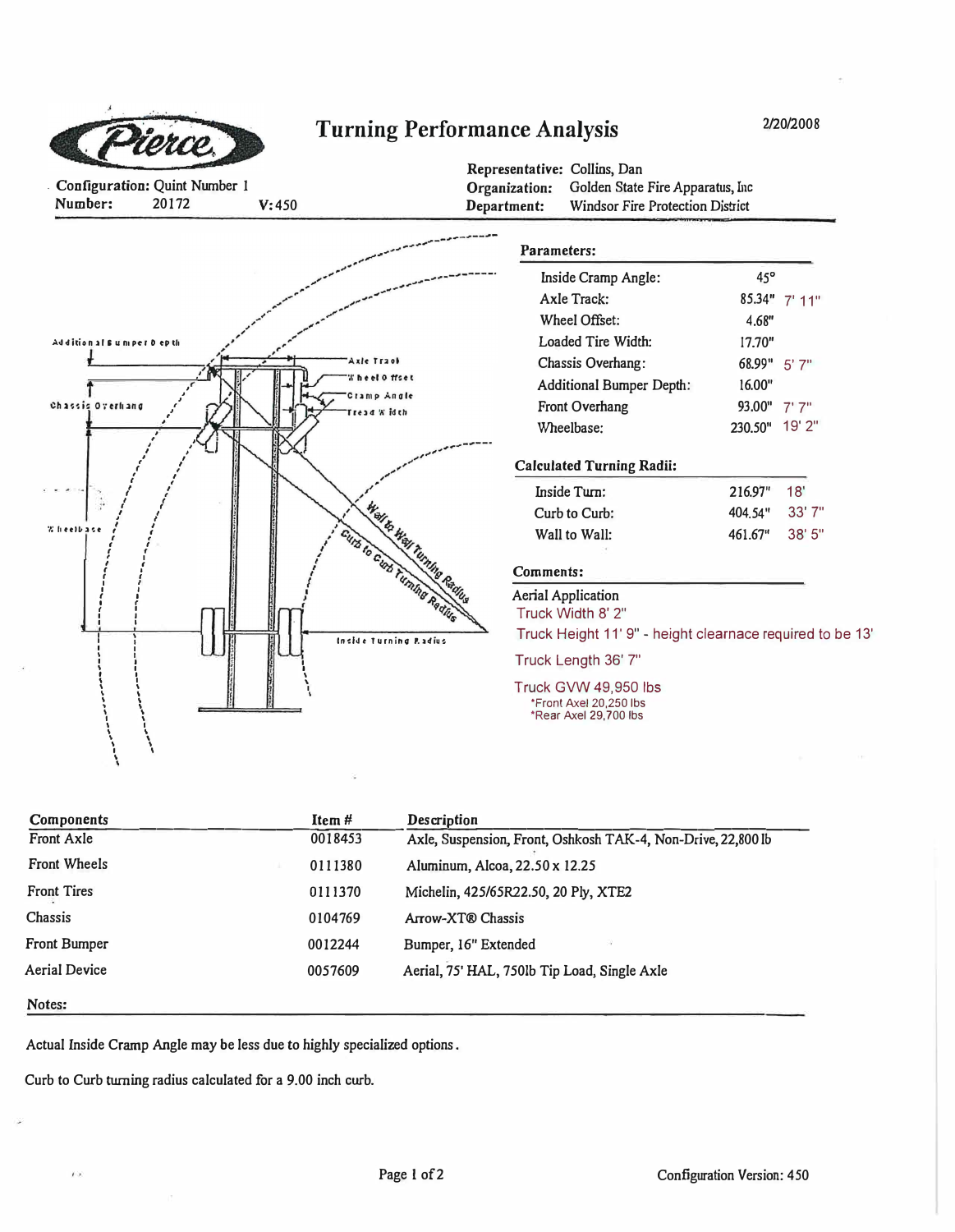# Turning Performance Analysis

2/20/2008

Configuration: Quint Number 1
Number: 20172 V:450

Representative: Collins, Dan
Organization: Golden State Fire Apparatus, Inc
Department: Windsor Fire Protection District

Additional Bumper Depth
Chassis Overhang
Wheelbase
Axle Track
Wheel Offset
Cramp Angle
Tread Width
Wall to Wall Turning Radius
Curb to Curb Turning Radius
Inside Turning Radius

### Parameters:

| | | |
|---|---|---|
| Inside Cramp Angle: | 45° | |
| Axle Track: | 85.34" | 7' 11" |
| Wheel Offset: | 4.68" | |
| Loaded Tire Width: | 17.70" | |
| Chassis Overhang: | 68.99" | 5' 7" |
| Additional Bumper Depth: | 16.00" | |
| Front Overhang | 93.00" | 7' 7" |
| Wheelbase: | 230.50" | 19' 2" |

### Calculated Turning Radii:

| | | |
|---|---|---|
| Inside Turn: | 216.97" | 18' |
| Curb to Curb: | 404.54" | 33' 7" |
| Wall to Wall: | 461.67" | 38' 5" |

### Comments:

Aerial Application
Truck Width 8' 2"
Truck Height 11' 9" - height clearnace required to be 13'
Truck Length 36' 7"
Truck GVW 49,950 lbs
*Front Axel 20,250 lbs
*Rear Axel 29,700 lbs

| Components | Item # | Description |
|---|---|---|
| Front Axle | 0018453 | Axle, Suspension, Front, Oshkosh TAK-4, Non-Drive, 22,800 lb |
| Front Wheels | 0111380 | Aluminum, Alcoa, 22.50 x 12.25 |
| Front Tires | 0111370 | Michelin, 425/65R22.50, 20 Ply, XTE2 |
| Chassis | 0104769 | Arrow-XT® Chassis |
| Front Bumper | 0012244 | Bumper, 16" Extended |
| Aerial Device | 0057609 | Aerial, 75' HAL, 750lb Tip Load, Single Axle |

Notes:

Actual Inside Cramp Angle may be less due to highly specialized options.

Curb to Curb turning radius calculated for a 9.00 inch curb.

Configuration Version: 450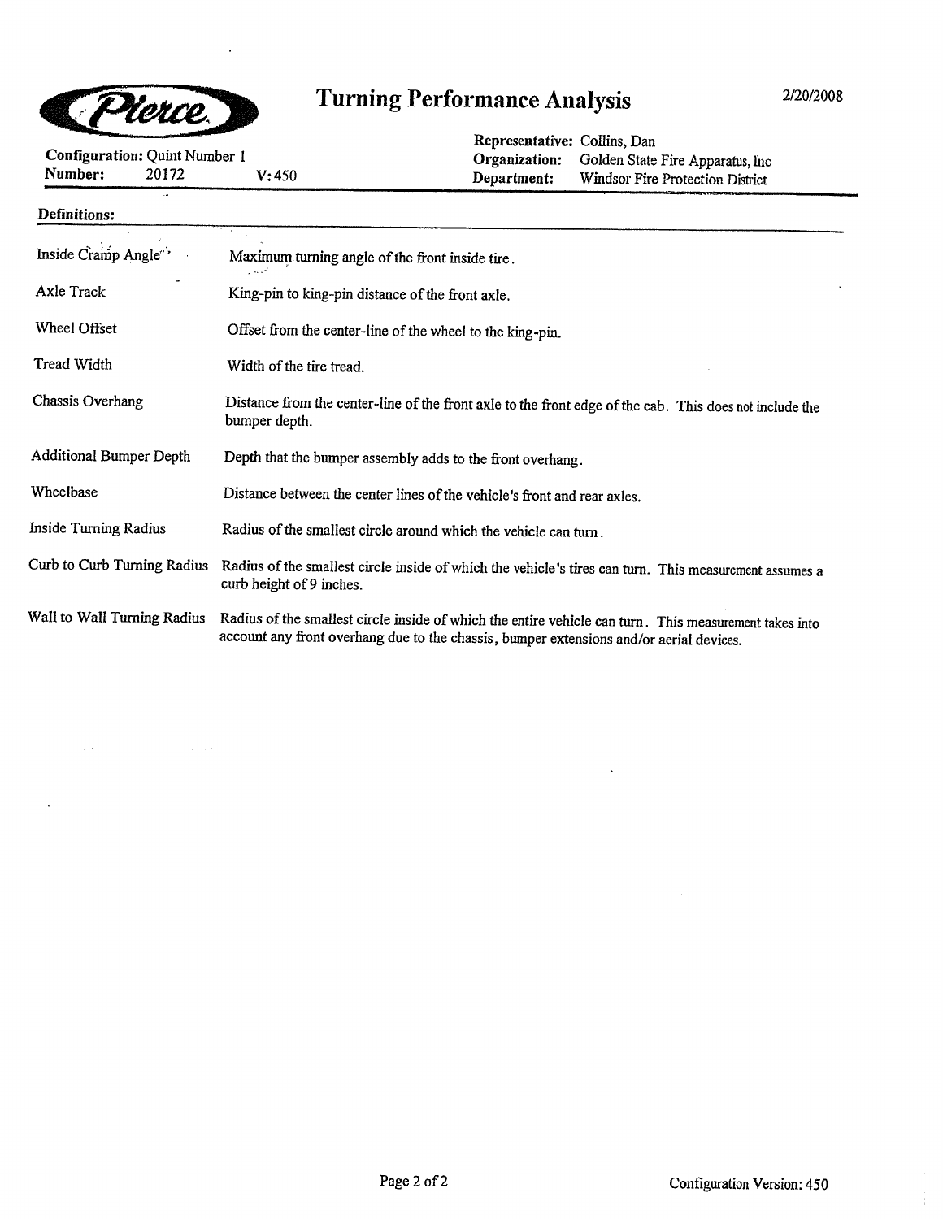# Turning Performance Analysis

2/20/2008

**Configuration:** Quint Number 1
**Number:** 20172 **V:** 450

**Representative:** Collins, Dan
**Organization:** Golden State Fire Apparatus, Inc
**Department:** Windsor Fire Protection District

## Definitions:

| | |
|---|---|
| Inside Cramp Angle | Maximum turning angle of the front inside tire. |
| Axle Track | King-pin to king-pin distance of the front axle. |
| Wheel Offset | Offset from the center-line of the wheel to the king-pin. |
| Tread Width | Width of the tire tread. |
| Chassis Overhang | Distance from the center-line of the front axle to the front edge of the cab. This does not include the bumper depth. |
| Additional Bumper Depth | Depth that the bumper assembly adds to the front overhang. |
| Wheelbase | Distance between the center lines of the vehicle's front and rear axles. |
| Inside Turning Radius | Radius of the smallest circle around which the vehicle can turn. |
| Curb to Curb Turning Radius | Radius of the smallest circle inside of which the vehicle's tires can turn. This measurement assumes a curb height of 9 inches. |
| Wall to Wall Turning Radius | Radius of the smallest circle inside of which the entire vehicle can turn. This measurement takes into account any front overhang due to the chassis, bumper extensions and/or aerial devices. |

Configuration Version: 450